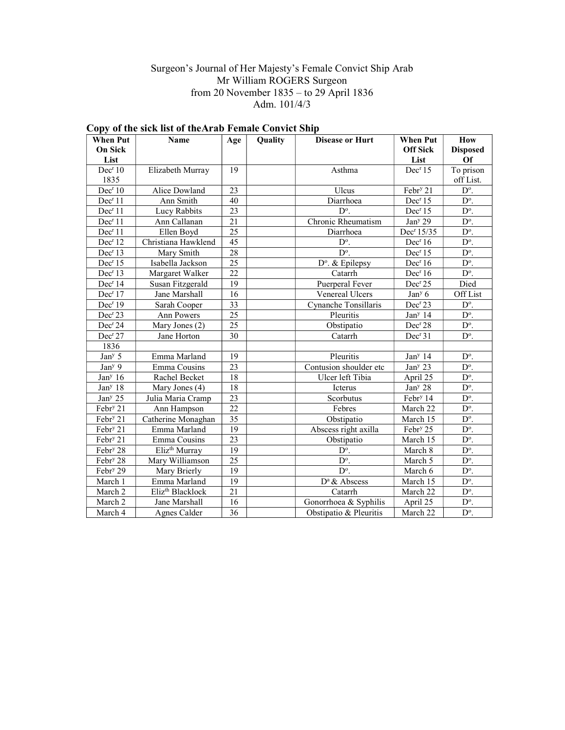Surgeon's Journal of Her Majesty's Female Convict Ship Arab
Mr William ROGERS Surgeon
from 20 November 1835 – to 29 April 1836
Adm. 101/4/3

## Copy of the sick list of theArab Female Convict Ship

| When Put On Sick List | Name | Age | Quality | Disease or Hurt | When Put Off Sick List | How Disposed Of |
|---|---|---|---|---|---|---|
| Dec^r 10 1835 | Elizabeth Murray | 19 | | Asthma | Dec^r 15 | To prison off List. |
| Dec^r 10 | Alice Dowland | 23 | | Ulcus | Febr^y 21 | D^o. |
| Dec^r 11 | Ann Smith | 40 | | Diarrhoea | Dec^r 15 | D^o. |
| Dec^r 11 | Lucy Rabbits | 23 | | D^o. | Dec^r 15 | D^o. |
| Dec^r 11 | Ann Callanan | 21 | | Chronic Rheumatism | Jan^y 29 | D^o. |
| Dec^r 11 | Ellen Boyd | 25 | | Diarrhoea | Dec^r 15/35 | D^o. |
| Dec^r 12 | Christiana Hawklend | 45 | | D^o. | Dec^r 16 | D^o. |
| Dec^r 13 | Mary Smith | 28 | | D^o. | Dec^r 15 | D^o. |
| Dec^r 15 | Isabella Jackson | 25 | | D^o. & Epilepsy | Dec^r 16 | D^o. |
| Dec^r 13 | Margaret Walker | 22 | | Catarrh | Dec^r 16 | D^o. |
| Dec^r 14 | Susan Fitzgerald | 19 | | Puerperal Fever | Dec^r 25 | Died |
| Dec^r 17 | Jane Marshall | 16 | | Venereal Ulcers | Jan^y 6 | Off List |
| Dec^r 19 | Sarah Cooper | 33 | | Cynanche Tonsillaris | Dec^r 23 | D^o. |
| Dec^r 23 | Ann Powers | 25 | | Pleuritis | Jan^y 14 | D^o. |
| Dec^r 24 | Mary Jones (2) | 25 | | Obstipatio | Dec^r 28 | D^o. |
| Dec^r 27 | Jane Horton | 30 | | Catarrh | Dec^r 31 | D^o. |
| 1836 | | | | | | |
| Jan^y 5 | Emma Marland | 19 | | Pleuritis | Jan^y 14 | D^o. |
| Jan^y 9 | Emma Cousins | 23 | | Contusion shoulder etc | Jan^y 23 | D^o. |
| Jan^y 16 | Rachel Becket | 18 | | Ulcer left Tibia | April 25 | D^o. |
| Jan^y 18 | Mary Jones (4) | 18 | | Icterus | Jan^y 28 | D^o. |
| Jan^y 25 | Julia Maria Cramp | 23 | | Scorbutus | Febr^y 14 | D^o. |
| Febr^y 21 | Ann Hampson | 22 | | Febres | March 22 | D^o. |
| Febr^y 21 | Catherine Monaghan | 35 | | Obstipatio | March 15 | D^o. |
| Febr^y 21 | Emma Marland | 19 | | Abscess right axilla | Febr^y 25 | D^o. |
| Febr^y 21 | Emma Cousins | 23 | | Obstipatio | March 15 | D^o. |
| Febr^y 28 | Eliz^th Murray | 19 | | D^o. | March 8 | D^o. |
| Febr^y 28 | Mary Williamson | 25 | | D^o. | March 5 | D^o. |
| Febr^y 29 | Mary Brierly | 19 | | D^o. | March 6 | D^o. |
| March 1 | Emma Marland | 19 | | D^a & Abscess | March 15 | D^o. |
| March 2 | Eliz^th Blacklock | 21 | | Catarrh | March 22 | D^o. |
| March 2 | Jane Marshall | 16 | | Gonorrhoea & Syphilis | April 25 | D^o. |
| March 4 | Agnes Calder | 36 | | Obstipatio & Pleuritis | March 22 | D^o. |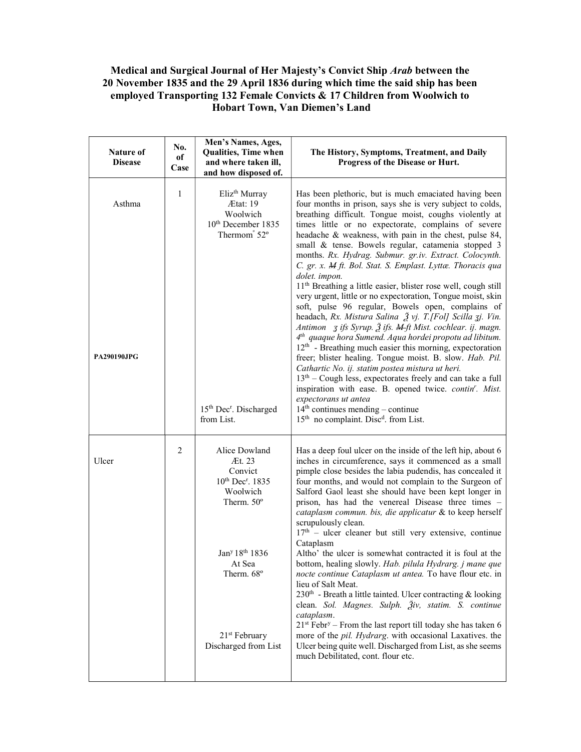**Medical and Surgical Journal of Her Majesty's Convict Ship *Arab* between the 20 November 1835 and the 29 April 1836 during which time the said ship has been employed Transporting 132 Female Convicts & 17 Children from Woolwich to Hobart Town, Van Diemen's Land**

| Nature of Disease | No. of Case | Men's Names, Ages, Qualities, Time when and where taken ill, and how disposed of. | The History, Symptoms, Treatment, and Daily Progress of the Disease or Hurt. |
|---|---|---|---|
| Asthma<br><br>PA290190JPG | 1 | Elizth Murray<br>Ætat: 19<br>Woolwich<br>10th December 1835<br>Thermom. 52º<br><br>15th Decr. Discharged from List. | Has been plethoric, but is much emaciated having been four months in prison, says she is very subject to colds, breathing difficult. Tongue moist, coughs violently at times little or no expectorate, complains of severe headache & weakness, with pain in the chest, pulse 84, small & tense. Bowels regular, catamenia stopped 3 months. *Rx. Hydrag. Submur. gr.iv. Extract. Colocynth. C. gr. x. ~~M~~ ft. Bol. Stat. S. Emplast. Lyttæ. Thoracis qua dolet. impon.*<br>11th Breathing a little easier, blister rose well, cough still very urgent, little or no expectoration, Tongue moist, skin soft, pulse 96 regular, Bowels open, complains of headach, *Rx. Mistura Salina ℥ vj. T.[Fol] Scilla ʒj. Vin. Antimon ʒ ifs Syrup. ℥ ifs. ~~M~~ ft Mist. cochlear. ij. magn. 4th quaque hora Sumend. Aqua hordei propotu ad libitum.*<br>12th - Breathing much easier this morning, expectoration freer; blister healing. Tongue moist. B. slow. *Hab. Pil. Cathartic No. ij. statim postea mistura ut heri.*<br>13th – Cough less, expectorates freely and can take a full inspiration with ease. B. opened twice. *continr. Mist. expectorans ut antea*<br>14th continues mending – continue<br>15th no complaint. Discd. from List. |
| Ulcer | 2 | Alice Dowland<br>Æt. 23<br>Convict<br>10th Decr. 1835<br>Woolwich<br>Therm. 50º<br><br>Jany 18th 1836<br>At Sea<br>Therm. 68º<br><br>21st February<br>Discharged from List | Has a deep foul ulcer on the inside of the left hip, about 6 inches in circumference, says it commenced as a small pimple close besides the labia pudendis, has concealed it four months, and would not complain to the Surgeon of Salford Gaol least she should have been kept longer in prison, has had the venereal Disease three times – *cataplasm commun. bis, die applicatur* & to keep herself scrupulously clean.<br>17th – ulcer cleaner but still very extensive, continue Cataplasm<br>Altho' the ulcer is somewhat contracted it is foul at the bottom, healing slowly. *Hab. pilula Hydrarg. j mane que nocte continue Cataplasm ut antea.* To have flour etc. in lieu of Salt Meat.<br>230th - Breath a little tainted. Ulcer contracting & looking clean. *Sol. Magnes. Sulph. ℥iv, statim. S. continue cataplasm.*<br>21st Febry – From the last report till today she has taken 6 more of the *pil. Hydrarg.* with occasional Laxatives. the Ulcer being quite well. Discharged from List, as she seems much Debilitated, cont. flour etc. |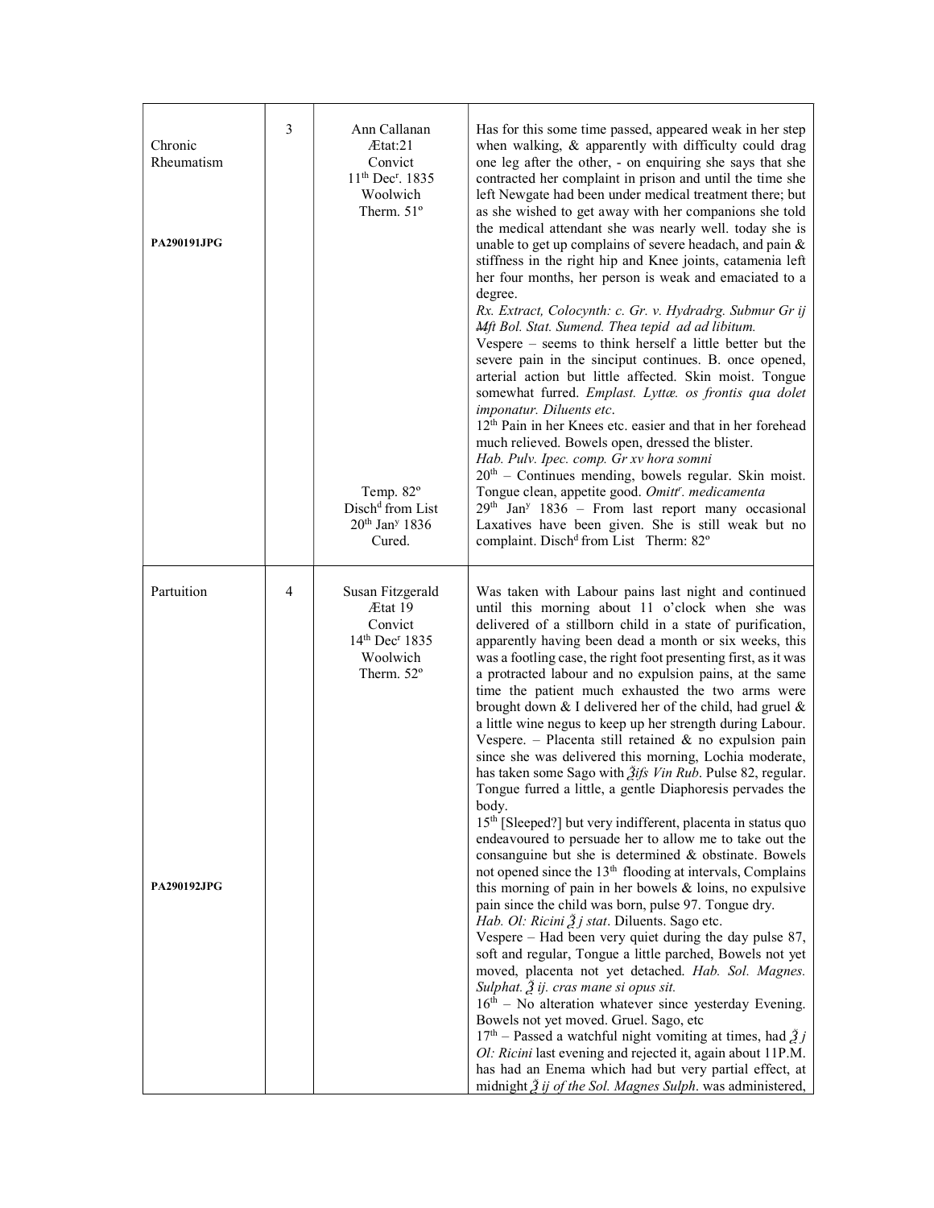| | | | |
|---|---|---|---|
| Chronic Rheumatism<br><br>**PA290191JPG** | 3 | Ann Callanan<br>Ætat:21<br>Convict<br>11th Decr. 1835<br>Woolwich<br>Therm. 51º<br><br>Temp. 82º<br>Dischd from List<br>20th Jany 1836<br>Cured. | Has for this some time passed, appeared weak in her step when walking, & apparently with difficulty could drag one leg after the other, - on enquiring she says that she contracted her complaint in prison and until the time she left Newgate had been under medical treatment there; but as she wished to get away with her companions she told the medical attendant she was nearly well. today she is unable to get up complains of severe headach, and pain & stiffness in the right hip and Knee joints, catamenia left her four months, her person is weak and emaciated to a degree.<br>*Rx. Extract, Colocynth: c. Gr. v. Hydradrg. Submur Gr ij ~~M~~ft Bol. Stat. Sumend. Thea tepid ad ad libitum.*<br>Vespere – seems to think herself a little better but the severe pain in the sinciput continues. B. once opened, arterial action but little affected. Skin moist. Tongue somewhat furred. *Emplast. Lyttæ. os frontis qua dolet imponatur. Diluents etc*.<br>12th Pain in her Knees etc. easier and that in her forehead much relieved. Bowels open, dressed the blister.<br>*Hab. Pulv. Ipec. comp. Gr xv hora somni*<br>20th – Continues mending, bowels regular. Skin moist. Tongue clean, appetite good. *Omittr. medicamenta*<br>29th Jany 1836 – From last report many occasional Laxatives have been given. She is still weak but no complaint. Dischd from List Therm: 82º |
| Partuition<br><br>**PA290192JPG** | 4 | Susan Fitzgerald<br>Ætat 19<br>Convict<br>14th Decr 1835<br>Woolwich<br>Therm. 52º | Was taken with Labour pains last night and continued until this morning about 11 o'clock when she was delivered of a stillborn child in a state of purification, apparently having been dead a month or six weeks, this was a footling case, the right foot presenting first, as it was a protracted labour and no expulsion pains, at the same time the patient much exhausted the two arms were brought down & I delivered her of the child, had gruel & a little wine negus to keep up her strength during Labour.<br>Vespere. – Placenta still retained & no expulsion pain since she was delivered this morning, Lochia moderate, has taken some Sago with *℥ifs Vin Rub*. Pulse 82, regular. Tongue furred a little, a gentle Diaphoresis pervades the body.<br>15th [Sleeped?] but very indifferent, placenta in status quo endeavoured to persuade her to allow me to take out the consanguine but she is determined & obstinate. Bowels not opened since the 13th flooding at intervals, Complains this morning of pain in her bowels & loins, no expulsive pain since the child was born, pulse 97. Tongue dry.<br>*Hab. Ol: Ricini ℥ j stat*. Diluents. Sago etc.<br>Vespere – Had been very quiet during the day pulse 87, soft and regular, Tongue a little parched, Bowels not yet moved, placenta not yet detached. *Hab. Sol. Magnes. Sulphat. ℥ ij. cras mane si opus sit.*<br>16th – No alteration whatever since yesterday Evening. Bowels not yet moved. Gruel. Sago, etc<br>17th – Passed a watchful night vomiting at times, had *℥ j Ol: Ricini* last evening and rejected it, again about 11P.M. has had an Enema which had but very partial effect, at midnight *℥ ij of the Sol. Magnes Sulph*. was administered, |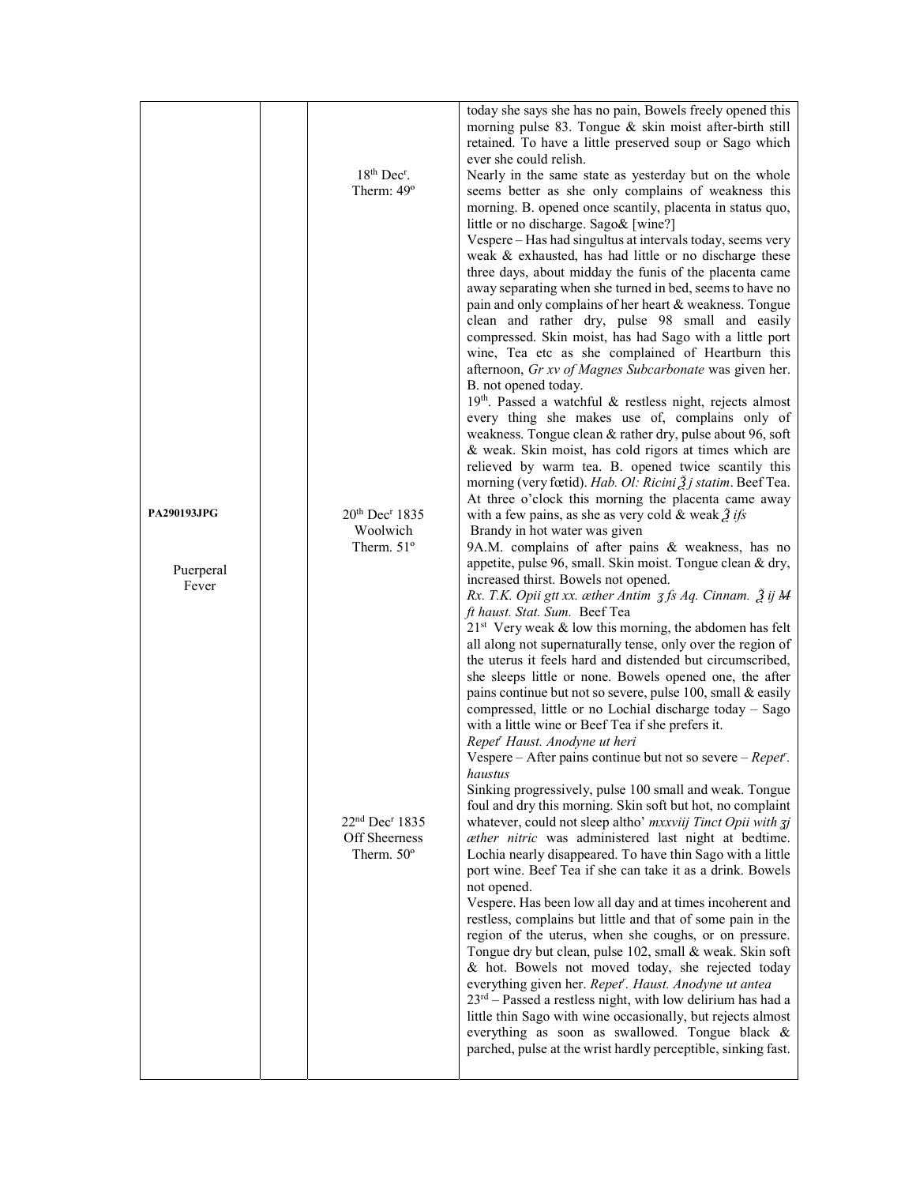| | | | |
|---|---|---|---|
| | | | today she says she has no pain, Bowels freely opened this morning pulse 83. Tongue & skin moist after-birth still retained. To have a little preserved soup or Sago which ever she could relish. |
| | | 18th Decr. Therm: 49º | Nearly in the same state as yesterday but on the whole seems better as she only complains of weakness this morning. B. opened once scantily, placenta in status quo, little or no discharge. Sago& [wine?] Vespere – Has had singultus at intervals today, seems very weak & exhausted, has had little or no discharge these three days, about midday the funis of the placenta came away separating when she turned in bed, seems to have no pain and only complains of her heart & weakness. Tongue clean and rather dry, pulse 98 small and easily compressed. Skin moist, has had Sago with a little port wine, Tea etc as she complained of Heartburn this afternoon, *Gr xv of Magnes Subcarbonate* was given her. B. not opened today. 19th. Passed a watchful & restless night, rejects almost every thing she makes use of, complains only of weakness. Tongue clean & rather dry, pulse about 96, soft & weak. Skin moist, has cold rigors at times which are relieved by warm tea. B. opened twice scantily this morning (very fœtid). *Hab. Ol: Ricini ℥j statim*. Beef Tea. |
| PA290193JPG Puerperal Fever | | 20th Decr 1835 Woolwich Therm. 51º | At three o'clock this morning the placenta came away with a few pains, as she as very cold & weak *℥ifs* Brandy in hot water was given 9A.M. complains of after pains & weakness, has no appetite, pulse 96, small. Skin moist. Tongue clean & dry, increased thirst. Bowels not opened. *Rx. T.K. Opii gtt xx. æther Antim ʒ fs Aq. Cinnam. ℥ ij M ft haust. Stat. Sum.* Beef Tea 21st Very weak & low this morning, the abdomen has felt all along not supernaturally tense, only over the region of the uterus it feels hard and distended but circumscribed, she sleeps little or none. Bowels opened one, the after pains continue but not so severe, pulse 100, small & easily compressed, little or no Lochial discharge today – Sago with a little wine or Beef Tea if she prefers it. *Repetr Haust. Anodyne ut heri* Vespere – After pains continue but not so severe – *Repetr. haustus* |
| | | 22nd Decr 1835 Off Sheerness Therm. 50º | Sinking progressively, pulse 100 small and weak. Tongue foul and dry this morning. Skin soft but hot, no complaint whatever, could not sleep altho' *mxxviij Tinct Opii with ʒj æther nitric* was administered last night at bedtime. Lochia nearly disappeared. To have thin Sago with a little port wine. Beef Tea if she can take it as a drink. Bowels not opened. Vespere. Has been low all day and at times incoherent and restless, complains but little and that of some pain in the region of the uterus, when she coughs, or on pressure. Tongue dry but clean, pulse 102, small & weak. Skin soft & hot. Bowels not moved today, she rejected today everything given her. *Repetr. Haust. Anodyne ut antea* 23rd – Passed a restless night, with low delirium has had a little thin Sago with wine occasionally, but rejects almost everything as soon as swallowed. Tongue black & parched, pulse at the wrist hardly perceptible, sinking fast. |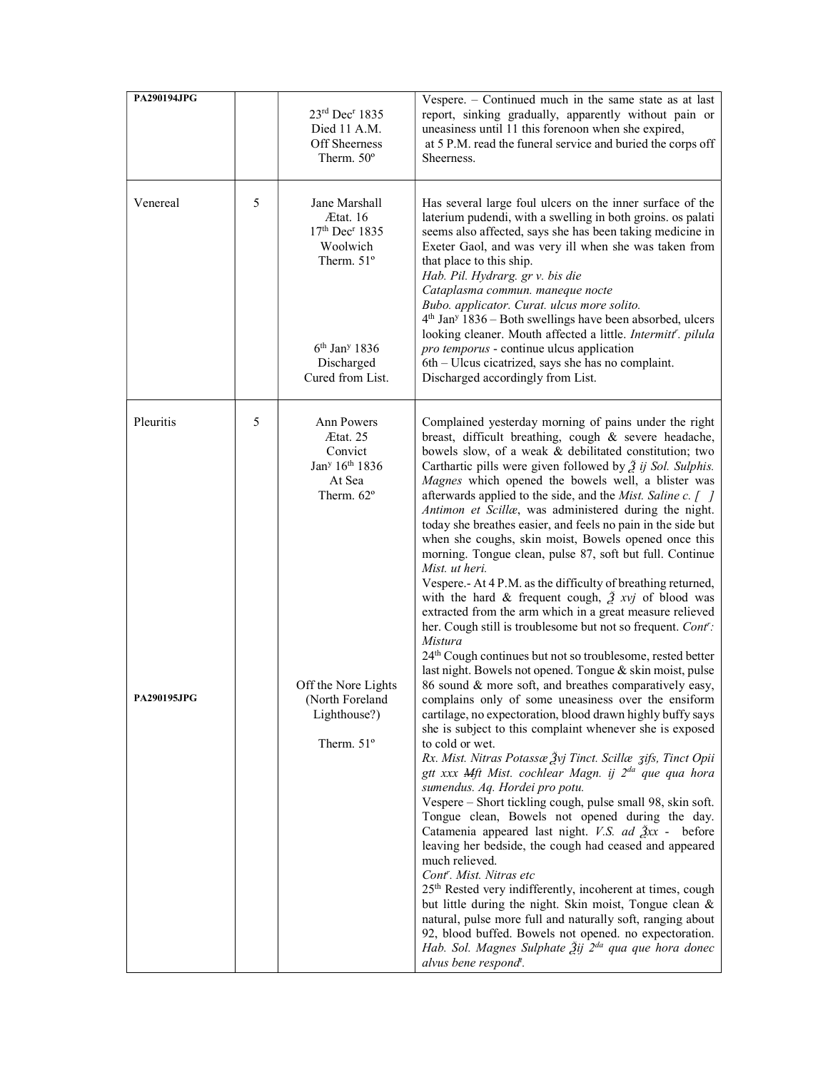| | | | |
|---|---|---|---|
| PA290194JPG | | 23rd Dec$^{r}$ 1835<br>Died 11 A.M.<br>Off Sheerness<br>Therm. 50º | Vespere. – Continued much in the same state as at last report, sinking gradually, apparently without pain or uneasiness until 11 this forenoon when she expired, at 5 P.M. read the funeral service and buried the corps off Sheerness. |
| Venereal | 5 | Jane Marshall<br>Ætat. 16<br>17th Dec$^{r}$ 1835<br>Woolwich<br>Therm. 51º<br><br><br><br><br><br>6th Jan$^{y}$ 1836<br>Discharged<br>Cured from List. | Has several large foul ulcers on the inner surface of the laterium pudendi, with a swelling in both groins. os palati seems also affected, says she has been taking medicine in Exeter Gaol, and was very ill when she was taken from that place to this ship.<br>*Hab. Pil. Hydrarg. gr v. bis die*<br>*Cataplasma commun. maneque nocte*<br>*Bubo. applicator. Curat. ulcus more solito.*<br>4th Jan$^{y}$ 1836 – Both swellings have been absorbed, ulcers looking cleaner. Mouth affected a little. *Intermitt$^{r}$. pilula pro temporus* - continue ulcus application<br>6th – Ulcus cicatrized, says she has no complaint. Discharged accordingly from List. |
| Pleuritis<br><br><br><br><br><br><br><br><br><br><br><br><br><br><br><br><br>PA290195JPG | 5 | Ann Powers<br>Ætat. 25<br>Convict<br>Jan$^{y}$ 16th 1836<br>At Sea<br>Therm. 62º<br><br><br><br><br><br><br><br><br><br><br>Off the Nore Lights<br>(North Foreland Lighthouse?)<br><br>Therm. 51º | Complained yesterday morning of pains under the right breast, difficult breathing, cough & severe headache, bowels slow, of a weak & debilitated constitution; two Carthartic pills were given followed by ℥ ij *Sol. Sulphis. Magnes* which opened the bowels well, a blister was afterwards applied to the side, and the *Mist. Saline c. [ ] Antimon et Scillæ*, was administered during the night. today she breathes easier, and feels no pain in the side but when she coughs, skin moist, Bowels opened once this morning. Tongue clean, pulse 87, soft but full. Continue *Mist. ut heri.*<br>Vespere.- At 4 P.M. as the difficulty of breathing returned, with the hard & frequent cough, ℥ *xvj* of blood was extracted from the arm which in a great measure relieved her. Cough still is troublesome but not so frequent. *Cont$^{r}$: Mistura*<br>24th Cough continues but not so troublesome, rested better last night. Bowels not opened. Tongue & skin moist, pulse 86 sound & more soft, and breathes comparatively easy, complains only of some uneasiness over the ensiform cartilage, no expectoration, blood drawn highly buffy says she is subject to this complaint whenever she is exposed to cold or wet.<br>*Rx. Mist. Nitras Potassæ ℥vj Tinct. Scillæ ʒifs, Tinct Opii gtt xxx ~~M~~ft Mist. cochlear Magn. ij 2$^{da}$ que qua hora sumendus. Aq. Hordei pro potu.*<br>Vespere – Short tickling cough, pulse small 98, skin soft. Tongue clean, Bowels not opened during the day. Catamenia appeared last night. *V.S. ad ℥xx* - before leaving her bedside, the cough had ceased and appeared much relieved.<br>*Cont$^{r}$. Mist. Nitras etc*<br>25th Rested very indifferently, incoherent at times, cough but little during the night. Skin moist, Tongue clean & natural, pulse more full and naturally soft, ranging about 92, blood buffed. Bowels not opened. no expectoration. *Hab. Sol. Magnes Sulphate ℥ij 2$^{da}$ qua que hora donec alvus bene respond$^{t}$.* |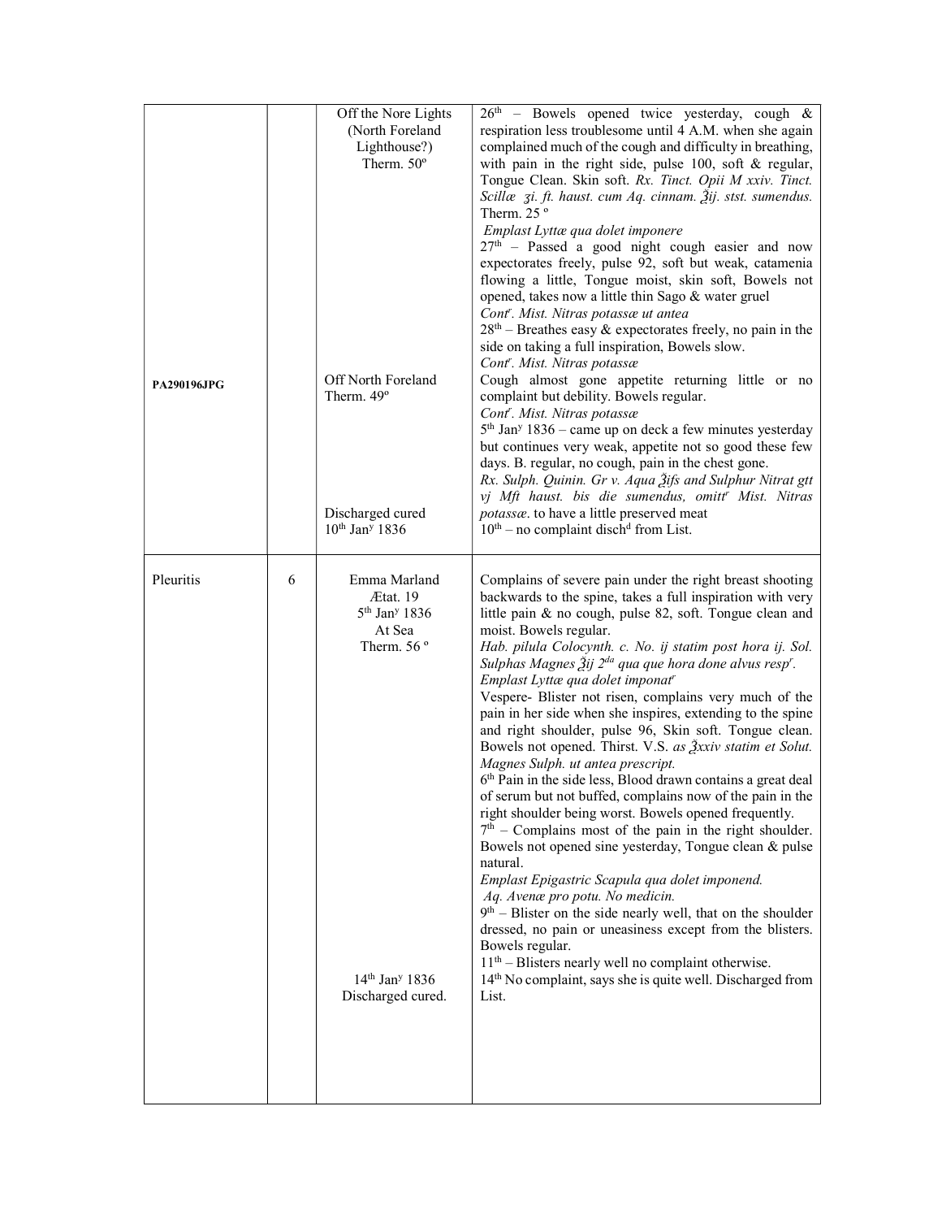| | | | |
|---|---|---|---|
| PA290196JPG | | Off the Nore Lights (North Foreland Lighthouse?) Therm. 50º<br><br>Off North Foreland Therm. 49º<br><br>Discharged cured 10th Jan^y^ 1836 | 26th – Bowels opened twice yesterday, cough & respiration less troublesome until 4 A.M. when she again complained much of the cough and difficulty in breathing, with pain in the right side, pulse 100, soft & regular, Tongue Clean. Skin soft. *Rx. Tinct. Opii M xxiv. Tinct. Scillæ ʒi. ft. haust. cum Aq. cinnam. ℥ij. stst. sumendus.* Therm. 25 º *Emplast Lyttæ qua dolet imponere* 27th – Passed a good night cough easier and now expectorates freely, pulse 92, soft but weak, catamenia flowing a little, Tongue moist, skin soft, Bowels not opened, takes now a little thin Sago & water gruel *Cont^r^. Mist. Nitras potassæ ut antea* 28th – Breathes easy & expectorates freely, no pain in the side on taking a full inspiration, Bowels slow. *Cont^r^. Mist. Nitras potassæ* Cough almost gone appetite returning little or no complaint but debility. Bowels regular. *Cont^r^. Mist. Nitras potassæ* 5th Jan^y^ 1836 – came up on deck a few minutes yesterday but continues very weak, appetite not so good these few days. B. regular, no cough, pain in the chest gone. *Rx. Sulph. Quinin. Gr v. Aqua ℥iſs and Sulphur Nitrat gtt vj Mft haust. bis die sumendus, omitt^r^ Mist. Nitras potassæ.* to have a little preserved meat 10th – no complaint disch^d^ from List. |
| Pleuritis | 6 | Emma Marland Ætat. 19 5th Jan^y^ 1836 At Sea Therm. 56 º<br><br>14th Jan^y^ 1836 Discharged cured. | Complains of severe pain under the right breast shooting backwards to the spine, takes a full inspiration with very little pain & no cough, pulse 82, soft. Tongue clean and moist. Bowels regular. *Hab. pilula Colocynth. c. No. ij statim post hora ij. Sol. Sulphas Magnes ℥ij 2^da^ qua que hora done alvus resp^r^. Emplast Lyttæ qua dolet imponat^r^* Vespere- Blister not risen, complains very much of the pain in her side when she inspires, extending to the spine and right shoulder, pulse 96, Skin soft. Tongue clean. Bowels not opened. Thirst. V.S. *as ℥xxiv statim et Solut. Magnes Sulph. ut antea prescript.* 6th Pain in the side less, Blood drawn contains a great deal of serum but not buffed, complains now of the pain in the right shoulder being worst. Bowels opened frequently. 7th – Complains most of the pain in the right shoulder. Bowels not opened sine yesterday, Tongue clean & pulse natural. *Emplast Epigastric Scapula qua dolet imponend. Aq. Avenæ pro potu. No medicin.* 9th – Blister on the side nearly well, that on the shoulder dressed, no pain or uneasiness except from the blisters. Bowels regular. 11th – Blisters nearly well no complaint otherwise. 14th No complaint, says she is quite well. Discharged from List. |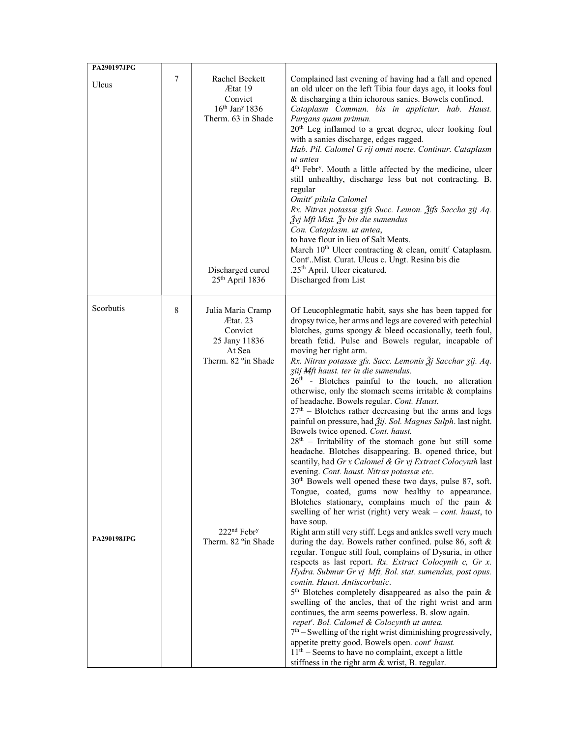| | | | |
|---|---|---|---|
| PA290197JPG<br><br>Ulcus | 7 | Rachel Beckett<br>Ætat 19<br>Convict<br>16th Jany 1836<br>Therm. 63 in Shade<br><br><br><br><br><br><br><br><br><br><br><br><br><br><br>Discharged cured<br>25th April 1836 | Complained last evening of having had a fall and opened an old ulcer on the left Tibia four days ago, it looks foul & discharging a thin ichorous sanies. Bowels confined.<br>*Cataplasm Commun. bis in applictur. hab. Haust. Purgans quam primun.*<br>20th Leg inflamed to a great degree, ulcer looking foul with a sanies discharge, edges ragged.<br>*Hab. Pil. Calomel G rij omni nocte. Continur. Cataplasm ut antea*<br>4th Febry. Mouth a little affected by the medicine, ulcer still unhealthy, discharge less but not contracting. B. regular<br>*Omittr pilula Calomel*<br>*Rx. Nitras potassæ ʒifs Succ. Lemon. ℥ifs Saccha ʒij Aq. ℥vj Mft Mist. ℥v bis die sumendus*<br>*Con. Cataplasm. ut antea*,<br>to have flour in lieu of Salt Meats.<br>March 10th Ulcer contracting & clean, omittr Cataplasm. Contr..Mist. Curat. Ulcus c. Ungt. Resina bis die<br>.25th April. Ulcer cicatured.<br>Discharged from List |
| Scorbutis<br><br><br><br><br><br><br><br><br><br><br><br><br><br><br><br><br><br><br><br><br><br>PA290198JPG | 8 | Julia Maria Cramp<br>Ætat. 23<br>Convict<br>25 Jany 11836<br>At Sea<br>Therm. 82 ºin Shade<br><br><br><br><br><br><br><br><br><br><br><br><br><br><br><br><br>222nd Febry<br>Therm. 82 ºin Shade | Of Leucophlegmatic habit, says she has been tapped for dropsy twice, her arms and legs are covered with petechial blotches, gums spongy & bleed occasionally, teeth foul, breath fetid. Pulse and Bowels regular, incapable of moving her right arm.<br>*Rx. Nitras potassæ ʒfs. Sacc. Lemonis ℥j Sacchar ʒij. Aq. ʒiij ~~M~~ft haust. ter in die sumendus.*<br>26th - Blotches painful to the touch, no alteration otherwise, only the stomach seems irritable & complains of headache. Bowels regular. *Cont. Haust*.<br>27th – Blotches rather decreasing but the arms and legs painful on pressure, had *℥ij. Sol. Magnes Sulph*. last night. Bowels twice opened. *Cont. haust.*<br>28th – Irritability of the stomach gone but still some headache. Blotches disappearing. B. opened thrice, but scantily, had *Gr x Calomel & Gr vj Extract Colocynth* last evening. *Cont. haust. Nitras potassæ etc*.<br>30th Bowels well opened these two days, pulse 87, soft. Tongue, coated, gums now healthy to appearance. Blotches stationary, complains much of the pain & swelling of her wrist (right) very weak – *cont. haust*, to have soup.<br>Right arm still very stiff. Legs and ankles swell very much during the day. Bowels rather confined. pulse 86, soft & regular. Tongue still foul, complains of Dysuria, in other respects as last report. *Rx. Extract Colocynth c, Gr x. Hydra. Submur Gr vj Mft, Bol. stat. sumendus, post opus. contin. Haust. Antiscorbutic*.<br>5th Blotches completely disappeared as also the pain & swelling of the ancles, that of the right wrist and arm continues, the arm seems powerless. B. slow again.<br>*repetr. Bol. Calomel & Colocynth ut antea.*<br>7th – Swelling of the right wrist diminishing progressively, appetite pretty good. Bowels open. *contr haust.*<br>11th – Seems to have no complaint, except a little stiffness in the right arm & wrist, B. regular. |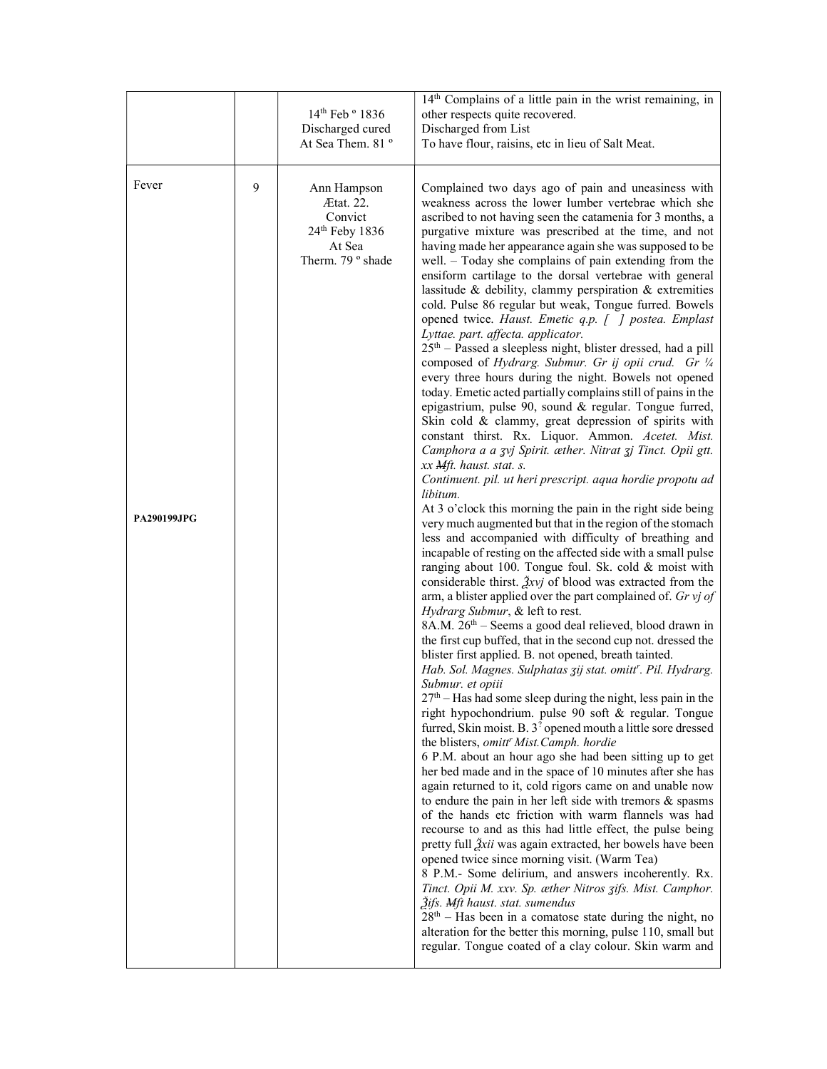| | | | |
|---|---|---|---|
| | | 14th Feb º 1836<br>Discharged cured<br>At Sea Them. 81 º | 14th Complains of a little pain in the wrist remaining, in other respects quite recovered.<br>Discharged from List<br>To have flour, raisins, etc in lieu of Salt Meat. |
| Fever<br><br>**PA290199JPG** | 9 | Ann Hampson<br>Ætat. 22.<br>Convict<br>24th Feby 1836<br>At Sea<br>Therm. 79 º shade | Complained two days ago of pain and uneasiness with weakness across the lower lumber vertebrae which she ascribed to not having seen the catamenia for 3 months, a purgative mixture was prescribed at the time, and not having made her appearance again she was supposed to be well. – Today she complains of pain extending from the ensiform cartilage to the dorsal vertebrae with general lassitude & debility, clammy perspiration & extremities cold. Pulse 86 regular but weak, Tongue furred. Bowels opened twice. *Haust. Emetic q.p. [ ] postea. Emplast Lyttae. part. affecta. applicator.*<br>25th – Passed a sleepless night, blister dressed, had a pill composed of *Hydrarg. Submur. Gr ij opii crud. Gr ¼* every three hours during the night. Bowels not opened today. Emetic acted partially complains still of pains in the epigastrium, pulse 90, sound & regular. Tongue furred, Skin cold & clammy, great depression of spirits with constant thirst. Rx. Liquor. Ammon. *Acetet. Mist. Camphora a a ʒvj Spirit. æther. Nitrat ʒj Tinct. Opii gtt. xx ~~M~~ft. haust. stat. s.*<br>*Continuent. pil. ut heri prescript. aqua hordie propotu ad libitum.*<br>At 3 o'clock this morning the pain in the right side being very much augmented but that in the region of the stomach less and accompanied with difficulty of breathing and incapable of resting on the affected side with a small pulse ranging about 100. Tongue foul. Sk. cold & moist with considerable thirst. *℥xvj* of blood was extracted from the arm, a blister applied over the part complained of. *Gr vj of Hydrarg Submur*, & left to rest.<br>8A.M. 26th – Seems a good deal relieved, blood drawn in the first cup buffed, that in the second cup not. dressed the blister first applied. B. not opened, breath tainted.<br>*Hab. Sol. Magnes. Sulphatas ʒij stat. omittr. Pil. Hydrarg. Submur. et opiii*<br>27th – Has had some sleep during the night, less pain in the right hypochondrium. pulse 90 soft & regular. Tongue furred, Skin moist. B. 3? opened mouth a little sore dressed the blisters, *omittr Mist.Camph. hordie*<br>6 P.M. about an hour ago she had been sitting up to get her bed made and in the space of 10 minutes after she has again returned to it, cold rigors came on and unable now to endure the pain in her left side with tremors & spasms of the hands etc friction with warm flannels was had recourse to and as this had little effect, the pulse being pretty full *℥xii* was again extracted, her bowels have been opened twice since morning visit. (Warm Tea)<br>8 P.M.- Some delirium, and answers incoherently. Rx. *Tinct. Opii M. xxv. Sp. æther Nitros ʒifs. Mist. Camphor. ℥ifs. ~~M~~ft haust. stat. sumendus*<br>28th – Has been in a comatose state during the night, no alteration for the better this morning, pulse 110, small but regular. Tongue coated of a clay colour. Skin warm and |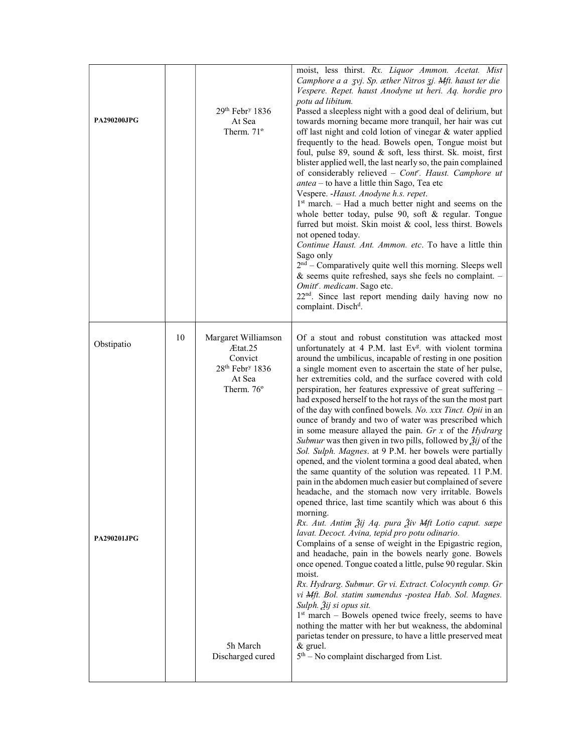|  |  |  |  |
| --- | --- | --- | --- |
| PA290200JPG |  | 29th Febry 1836<br>At Sea<br>Therm. 71º | moist, less thirst. *Rx. Liquor Ammon. Acetat. Mist Camphore a a ʒvj. Sp. æther Nitros ʒj. ~~M~~ft. haust ter die Vespere. Repet. haust Anodyne ut heri. Aq. hordie pro potu ad libitum.*<br>Passed a sleepless night with a good deal of delirium, but towards morning became more tranquil, her hair was cut off last night and cold lotion of vinegar & water applied frequently to the head. Bowels open, Tongue moist but foul, pulse 89, sound & soft, less thirst. Sk. moist, first blister applied well, the last nearly so, the pain complained of considerably relieved – *Contr. Haust. Camphore ut antea* – to have a little thin Sago, Tea etc<br>Vespere. -*Haust. Anodyne h.s. repet*.<br>1st march. – Had a much better night and seems on the whole better today, pulse 90, soft & regular. Tongue furred but moist. Skin moist & cool, less thirst. Bowels not opened today.<br>*Continue Haust. Ant. Ammon. etc*. To have a little thin Sago only<br>2nd – Comparatively quite well this morning. Sleeps well & seems quite refreshed, says she feels no complaint. – *Omittr. medicam*. Sago etc.<br>22nd. Since last report mending daily having now no complaint. Dischd. |
| Obstipatio<br><br><br><br><br><br><br><br><br><br><br><br><br><br><br><br><br><br>PA290201JPG | 10 | Margaret Williamson<br>Ætat.25<br>Convict<br>28th Febry 1836<br>At Sea<br>Therm. 76º<br><br><br><br><br><br><br><br><br><br><br><br><br><br><br><br><br><br><br><br><br><br><br><br>5h March<br>Discharged cured | Of a stout and robust constitution was attacked most unfortunately at 4 P.M. last Evg. with violent tormina around the umbilicus, incapable of resting in one position a single moment even to ascertain the state of her pulse, her extremities cold, and the surface covered with cold perspiration, her features expressive of great suffering – had exposed herself to the hot rays of the sun the most part of the day with confined bowels. *No. xxx Tinct. Opii* in an ounce of brandy and two of water was prescribed which in some measure allayed the pain. *Gr x* of the *Hydrarg Submur* was then given in two pills, followed by *℥ij* of the *Sol. Sulph. Magnes*. at 9 P.M. her bowels were partially opened, and the violent tormina a good deal abated, when the same quantity of the solution was repeated. 11 P.M. pain in the abdomen much easier but complained of severe headache, and the stomach now very irritable. Bowels opened thrice, last time scantily which was about 6 this morning.<br>*Rx. Aut. Antim ℥ij Aq. pura ℥iv ~~M~~ft Lotio caput. sæpe lavat. Decoct. Avina, tepid pro potu odinario.*<br>Complains of a sense of weight in the Epigastric region, and headache, pain in the bowels nearly gone. Bowels once opened. Tongue coated a little, pulse 90 regular. Skin moist.<br>*Rx. Hydrarg. Submur. Gr vi. Extract. Colocynth comp. Gr vi ~~M~~ft. Bol. statim sumendus -postea Hab. Sol. Magnes. Sulph. ℥ij si opus sit.*<br>1st march – Bowels opened twice freely, seems to have nothing the matter with her but weakness, the abdominal parietas tender on pressure, to have a little preserved meat & gruel.<br>5th – No complaint discharged from List. |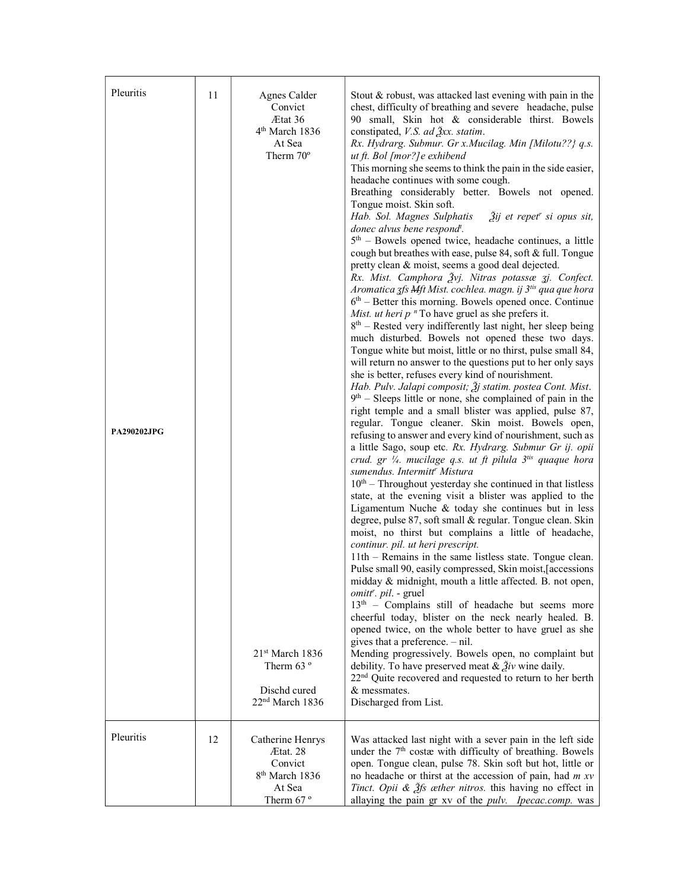| | | | |
|---|---|---|---|
| Pleuritis<br><br>**PA290202JPG** | 11 | Agnes Calder<br>Convict<br>Ætat 36<br>4th March 1836<br>At Sea<br>Therm 70º<br><br>21st March 1836<br>Therm 63 º<br><br>Dischd cured<br>22nd March 1836 | Stout & robust, was attacked last evening with pain in the chest, difficulty of breathing and severe headache, pulse 90 small, Skin hot & considerable thirst. Bowels constipated, *V.S. ad ℥xx. statim*.<br>*Rx. Hydrarg. Submur. Gr x.Mucilag. Min [Milotu??} q.s. ut ft. Bol [mor?]e exhibend*<br>This morning she seems to think the pain in the side easier, headache continues with some cough.<br>Breathing considerably better. Bowels not opened. Tongue moist. Skin soft.<br>*Hab. Sol. Magnes Sulphatis ℥ij et repetr si opus sit, donec alvus bene respondt.*<br>5th – Bowels opened twice, headache continues, a little cough but breathes with ease, pulse 84, soft & full. Tongue pretty clean & moist, seems a good deal dejected.<br>*Rx. Mist. Camphora ℥vj. Nitras potassæ ʒj. Confect. Aromatica ʒfs ~~M~~ft Mist. cochlea. magn. ij 3tis qua que hora*<br>6th – Better this morning. Bowels opened once. Continue *Mist. ut heri p n* To have gruel as she prefers it.<br>8th – Rested very indifferently last night, her sleep being much disturbed. Bowels not opened these two days. Tongue white but moist, little or no thirst, pulse small 84, will return no answer to the questions put to her only says she is better, refuses every kind of nourishment.<br>*Hab. Pulv. Jalapi composit; ℥j statim. postea Cont. Mist*.<br>9th – Sleeps little or none, she complained of pain in the right temple and a small blister was applied, pulse 87, regular. Tongue cleaner. Skin moist. Bowels open, refusing to answer and every kind of nourishment, such as a little Sago, soup etc. *Rx. Hydrarg. Submur Gr ij. opii crud. gr ¼. mucilage q.s. ut ft pilula 3tis quaque hora sumendus. Intermittr Mistura*<br>10th – Throughout yesterday she continued in that listless state, at the evening visit a blister was applied to the Ligamentum Nuche & today she continues but in less degree, pulse 87, soft small & regular. Tongue clean. Skin moist, no thirst but complains a little of headache, *continur. pil. ut heri prescript.*<br>11th – Remains in the same listless state. Tongue clean. Pulse small 90, easily compressed, Skin moist,[accessions midday & midnight, mouth a little affected. B. not open, *omittr. pil*. - gruel<br>13th – Complains still of headache but seems more cheerful today, blister on the neck nearly healed. B. opened twice, on the whole better to have gruel as she gives that a preference. – nil.<br>Mending progressively. Bowels open, no complaint but debility. To have preserved meat & ℥iv wine daily.<br>22nd Quite recovered and requested to return to her berth & messmates.<br>Discharged from List. |
| Pleuritis | 12 | Catherine Henrys<br>Ætat. 28<br>Convict<br>8th March 1836<br>At Sea<br>Therm 67 º | Was attacked last night with a sever pain in the left side under the 7th costæ with difficulty of breathing. Bowels open. Tongue clean, pulse 78. Skin soft but hot, little or no headache or thirst at the accession of pain, had *m xv Tinct. Opii & ℥fs æther nitros.* this having no effect in allaying the pain gr xv of the *pulv. Ipecac.comp.* was |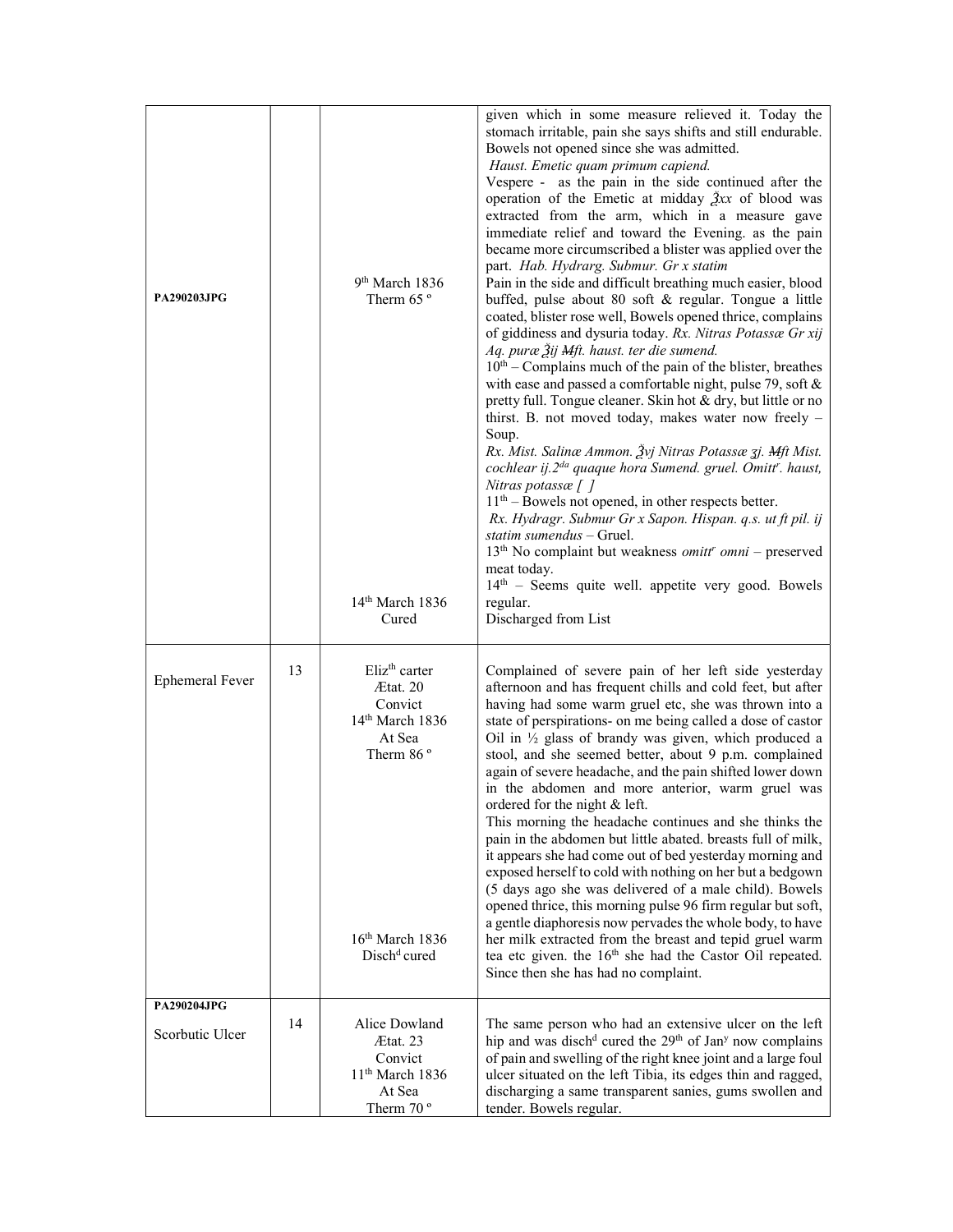| | | | |
|---|---|---|---|
| PA290203JPG | | 9th March 1836<br>Therm 65 º<br><br>14th March 1836<br>Cured | given which in some measure relieved it. Today the stomach irritable, pain she says shifts and still endurable. Bowels not opened since she was admitted.<br>*Haust. Emetic quam primum capiend.*<br>Vespere - as the pain in the side continued after the operation of the Emetic at midday ℥xx of blood was extracted from the arm, which in a measure gave immediate relief and toward the Evening. as the pain became more circumscribed a blister was applied over the part. *Hab. Hydrarg. Submur. Gr x statim*<br>Pain in the side and difficult breathing much easier, blood buffed, pulse about 80 soft & regular. Tongue a little coated, blister rose well, Bowels opened thrice, complains of giddiness and dysuria today. *Rx. Nitras Potassæ Gr xij Aq. puræ ℥ij ~~M~~ft. haust. ter die sumend.*<br>10th – Complains much of the pain of the blister, breathes with ease and passed a comfortable night, pulse 79, soft & pretty full. Tongue cleaner. Skin hot & dry, but little or no thirst. B. not moved today, makes water now freely – Soup.<br>*Rx. Mist. Salinæ Ammon. ℥vj Nitras Potassæ ʒj. ~~M~~ft Mist. cochlear ij.2da quaque hora Sumend. gruel. Omittr. haust, Nitras potassæ [ ]*<br>11th – Bowels not opened, in other respects better.<br>*Rx. Hydragr. Submur Gr x Sapon. Hispan. q.s. ut ft pil. ij statim sumendus* – Gruel.<br>13th No complaint but weakness *omittr omni* – preserved meat today.<br>14th – Seems quite well. appetite very good. Bowels regular.<br>Discharged from List |
| Ephemeral Fever | 13 | Elizth carter<br>Ætat. 20<br>Convict<br>14th March 1836<br>At Sea<br>Therm 86 º<br><br>16th March 1836<br>Dischd cured | Complained of severe pain of her left side yesterday afternoon and has frequent chills and cold feet, but after having had some warm gruel etc, she was thrown into a state of perspirations- on me being called a dose of castor Oil in ½ glass of brandy was given, which produced a stool, and she seemed better, about 9 p.m. complained again of severe headache, and the pain shifted lower down in the abdomen and more anterior, warm gruel was ordered for the night & left.<br>This morning the headache continues and she thinks the pain in the abdomen but little abated. breasts full of milk, it appears she had come out of bed yesterday morning and exposed herself to cold with nothing on her but a bedgown (5 days ago she was delivered of a male child). Bowels opened thrice, this morning pulse 96 firm regular but soft, a gentle diaphoresis now pervades the whole body, to have her milk extracted from the breast and tepid gruel warm tea etc given. the 16th she had the Castor Oil repeated. Since then she has had no complaint. |
| PA290204JPG<br><br>Scorbutic Ulcer | 14 | Alice Dowland<br>Ætat. 23<br>Convict<br>11th March 1836<br>At Sea<br>Therm 70 º | The same person who had an extensive ulcer on the left hip and was dischd cured the 29th of Jany now complains of pain and swelling of the right knee joint and a large foul ulcer situated on the left Tibia, its edges thin and ragged, discharging a same transparent sanies, gums swollen and tender. Bowels regular. |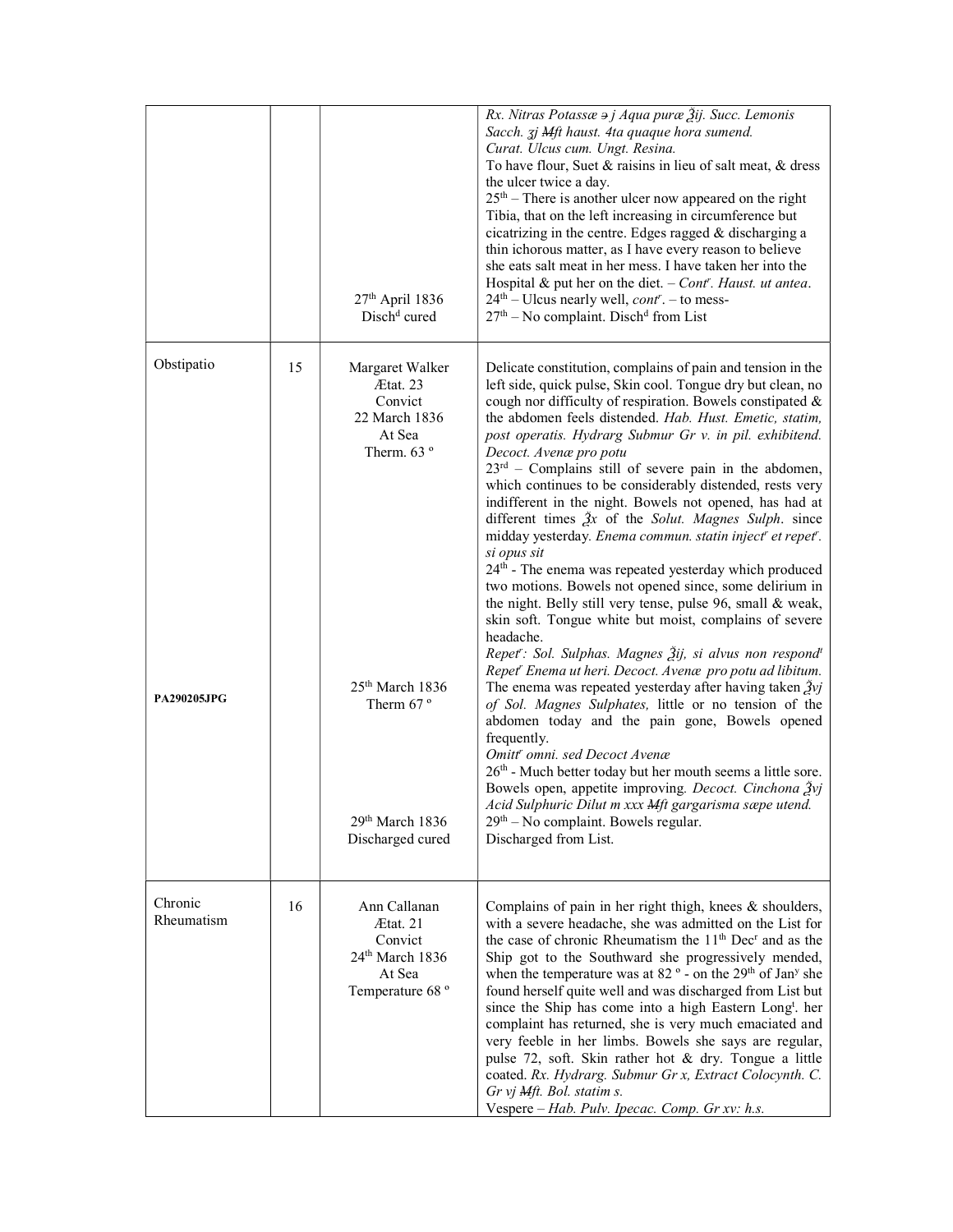| | | | |
|---|---|---|---|
| | | 27th April 1836<br>Disch[d] cured | *Rx. Nitras Potassæ ℈ j Aqua puræ ℥ij. Succ. Lemonis Sacch. ʒj M̶ft haust. 4ta quaque hora sumend.*<br>*Curat. Ulcus cum. Ungt. Resina.*<br>To have flour, Suet & raisins in lieu of salt meat, & dress the ulcer twice a day.<br>25th – There is another ulcer now appeared on the right Tibia, that on the left increasing in circumference but cicatrizing in the centre. Edges ragged & discharging a thin ichorous matter, as I have every reason to believe she eats salt meat in her mess. I have taken her into the Hospital & put her on the diet. – *Cont[r]. Haust. ut antea.*<br>24th – Ulcus nearly well, *cont[r]*. – to mess-<br>27th – No complaint. Disch[d] from List |
| Obstipatio<br><br><br><br><br><br><br><br><br><br><br><br><br><br><br>**PA290205JPG** | 15 | Margaret Walker<br>Ætat. 23<br>Convict<br>22 March 1836<br>At Sea<br>Therm. 63 º<br><br><br><br><br><br><br><br><br><br><br><br>25th March 1836<br>Therm 67 º<br><br><br><br><br><br>29th March 1836<br>Discharged cured | Delicate constitution, complains of pain and tension in the left side, quick pulse, Skin cool. Tongue dry but clean, no cough nor difficulty of respiration. Bowels constipated & the abdomen feels distended. *Hab. Hust. Emetic, statim, post operatis. Hydrarg Submur Gr v. in pil. exhibitend. Decoct. Avenæ pro potu*<br>23rd – Complains still of severe pain in the abdomen, which continues to be considerably distended, rests very indifferent in the night. Bowels not opened, has had at different times ℥x of the *Solut. Magnes Sulph*. since midday yesterday. *Enema commun. statin inject[r] et repet[r]. si opus sit*<br>24th - The enema was repeated yesterday which produced two motions. Bowels not opened since, some delirium in the night. Belly still very tense, pulse 96, small & weak, skin soft. Tongue white but moist, complains of severe headache.<br>*Repet[r]: Sol. Sulphas. Magnes ℥ij, si alvus non respond[t] Repet[r] Enema ut heri. Decoct. Avenæ pro potu ad libitum.*<br>The enema was repeated yesterday after having taken *℥vj of Sol. Magnes Sulphates,* little or no tension of the abdomen today and the pain gone, Bowels opened frequently.<br>*Omitt[r] omni. sed Decoct Avenæ*<br>26th - Much better today but her mouth seems a little sore. Bowels open, appetite improving. *Decoct. Cinchona ℥vj Acid Sulphuric Dilut m xxx M̶ft gargarisma sæpe utend.*<br>29th – No complaint. Bowels regular.<br>Discharged from List. |
| Chronic Rheumatism | 16 | Ann Callanan<br>Ætat. 21<br>Convict<br>24th March 1836<br>At Sea<br>Temperature 68 º | Complains of pain in her right thigh, knees & shoulders, with a severe headache, she was admitted on the List for the case of chronic Rheumatism the 11th Dec[r] and as the Ship got to the Southward she progressively mended, when the temperature was at 82 º - on the 29th of Jan[y] she found herself quite well and was discharged from List but since the Ship has come into a high Eastern Long[t]. her complaint has returned, she is very much emaciated and very feeble in her limbs. Bowels she says are regular, pulse 72, soft. Skin rather hot & dry. Tongue a little coated. *Rx. Hydrarg. Submur Gr x, Extract Colocynth. C. Gr vj M̶ft. Bol. statim s.*<br>Vespere – *Hab. Pulv. Ipecac. Comp. Gr xv: h.s.* |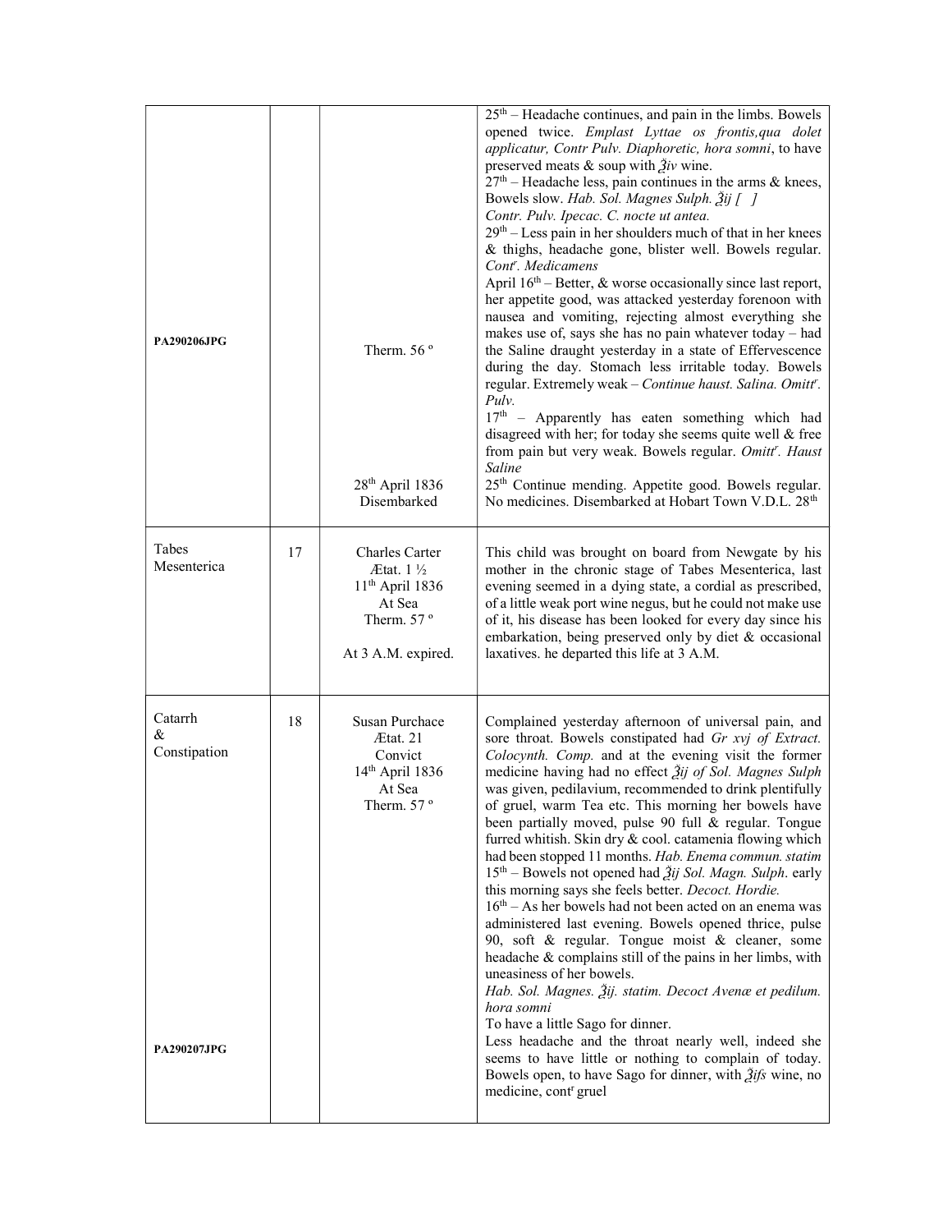| | | | |
|---|---|---|---|
| **PA290206JPG** | | Therm. 56 º<br><br>28th April 1836<br>Disembarked | 25th – Headache continues, and pain in the limbs. Bowels opened twice. *Emplast Lyttae os frontis,qua dolet applicatur, Contr Pulv. Diaphoretic, hora somni*, to have preserved meats & soup with *℥iv* wine.<br>27th – Headache less, pain continues in the arms & knees, Bowels slow. *Hab. Sol. Magnes Sulph. ℥ij [ ]*<br>*Contr. Pulv. Ipecac. C. nocte ut antea.*<br>29th – Less pain in her shoulders much of that in her knees & thighs, headache gone, blister well. Bowels regular. *Contr. Medicamens*<br>April 16th – Better, & worse occasionally since last report, her appetite good, was attacked yesterday forenoon with nausea and vomiting, rejecting almost everything she makes use of, says she has no pain whatever today – had the Saline draught yesterday in a state of Effervescence during the day. Stomach less irritable today. Bowels regular. Extremely weak – *Continue haust. Salina. Omittr. Pulv.*<br>17th – Apparently has eaten something which had disagreed with her; for today she seems quite well & free from pain but very weak. Bowels regular. *Omittr. Haust Saline*<br>25th Continue mending. Appetite good. Bowels regular. No medicines. Disembarked at Hobart Town V.D.L. 28th |
| Tabes Mesenterica | 17 | Charles Carter<br>Ætat. 1 ½<br>11th April 1836<br>At Sea<br>Therm. 57 º<br><br>At 3 A.M. expired. | This child was brought on board from Newgate by his mother in the chronic stage of Tabes Mesenterica, last evening seemed in a dying state, a cordial as prescribed, of a little weak port wine negus, but he could not make use of it, his disease has been looked for every day since his embarkation, being preserved only by diet & occasional laxatives. he departed this life at 3 A.M. |
| Catarrh<br>&<br>Constipation<br><br>**PA290207JPG** | 18 | Susan Purchace<br>Ætat. 21<br>Convict<br>14th April 1836<br>At Sea<br>Therm. 57 º | Complained yesterday afternoon of universal pain, and sore throat. Bowels constipated had *Gr xvj of Extract. Colocynth. Comp.* and at the evening visit the former medicine having had no effect *℥ij of Sol. Magnes Sulph* was given, pedilavium, recommended to drink plentifully of gruel, warm Tea etc. This morning her bowels have been partially moved, pulse 90 full & regular. Tongue furred whitish. Skin dry & cool. catamenia flowing which had been stopped 11 months. *Hab. Enema commun. statim*<br>15th – Bowels not opened had *℥ij Sol. Magn. Sulph*. early this morning says she feels better. *Decoct. Hordie.*<br>16th – As her bowels had not been acted on an enema was administered last evening. Bowels opened thrice, pulse 90, soft & regular. Tongue moist & cleaner, some headache & complains still of the pains in her limbs, with uneasiness of her bowels.<br>*Hab. Sol. Magnes. ℥ij. statim. Decoct Avenæ et pedilum. hora somni*<br>To have a little Sago for dinner.<br>Less headache and the throat nearly well, indeed she seems to have little or nothing to complain of today. Bowels open, to have Sago for dinner, with *℥ifs* wine, no medicine, contr gruel |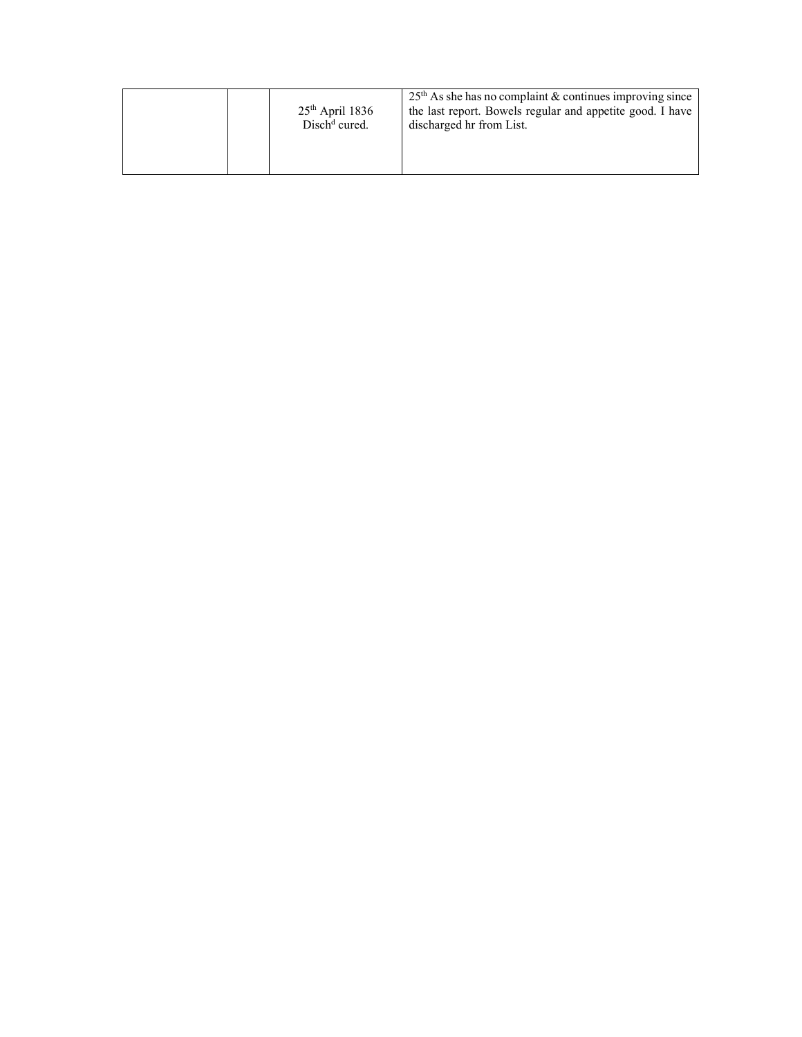|  |  |  |  |
|---|---|---|---|
|  |  | 25th April 1836<br>Disch[d] cured. | 25th As she has no complaint & continues improving since the last report. Bowels regular and appetite good. I have discharged hr from List. |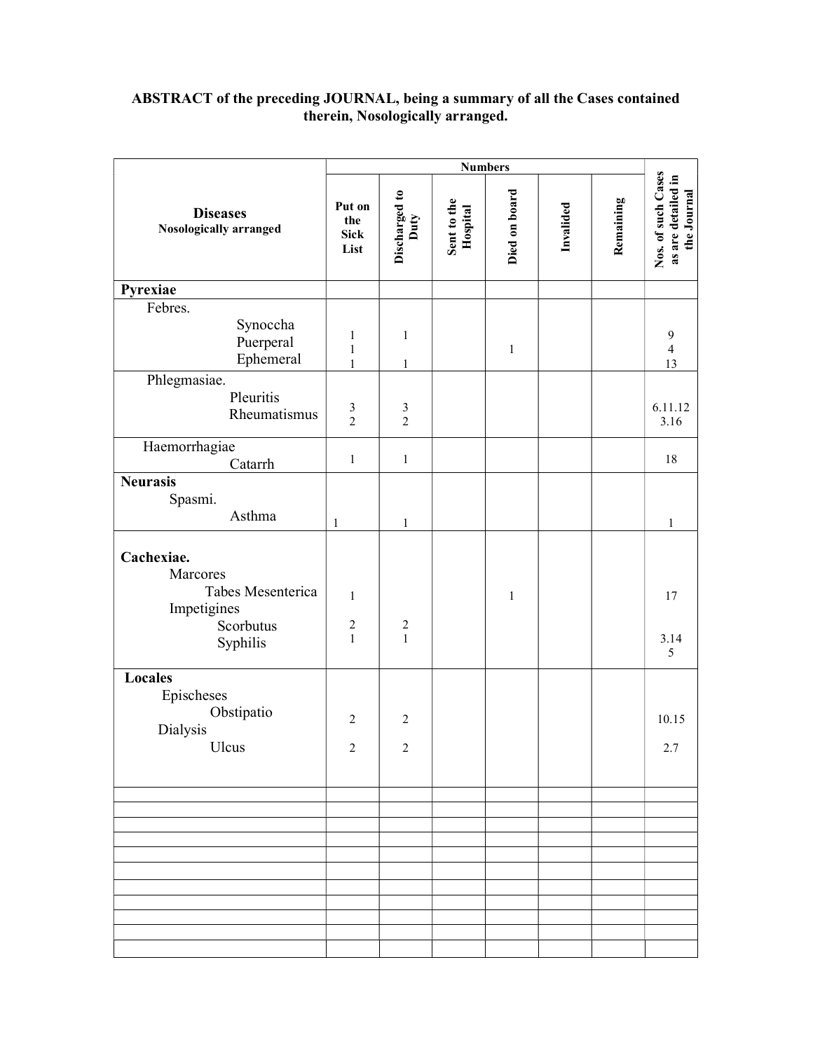**ABSTRACT of the preceding JOURNAL, being a summary of all the Cases contained therein, Nosologically arranged.**

| Diseases Nosologically arranged | Numbers | | | | | | Nos. of such Cases as are detailed in the Journal |
|---|---|---|---|---|---|---|---|
| | Put on the Sick List | Discharged to Duty | Sent to the Hospital | Died on board | Invalided | Remaining | |
| **Pyrexiae** | | | | | | | |
| Febres. | | | | | | | |
| Synoccha | 1 | 1 | | | | | 9 |
| Puerperal | 1 | | | 1 | | | 4 |
| Ephemeral | 1 | 1 | | | | | 13 |
| Phlegmasiae. | | | | | | | |
| Pleuritis | 3 | 3 | | | | | 6.11.12 |
| Rheumatismus | 2 | 2 | | | | | 3.16 |
| Haemorrhagiae | | | | | | | |
| Catarrh | 1 | 1 | | | | | 18 |
| **Neurasis** | | | | | | | |
| Spasmi. | | | | | | | |
| Asthma | 1 | 1 | | | | | 1 |
| **Cachexiae.** | | | | | | | |
| Marcores | | | | | | | |
| Tabes Mesenterica | 1 | | | 1 | | | 17 |
| Impetigines | | | | | | | |
| Scorbutus | 2 | 2 | | | | | 3.14 |
| Syphilis | 1 | 1 | | | | | 5 |
| **Locales** | | | | | | | |
| Epischeses | | | | | | | |
| Obstipatio | 2 | 2 | | | | | 10.15 |
| Dialysis | | | | | | | |
| Ulcus | 2 | 2 | | | | | 2.7 |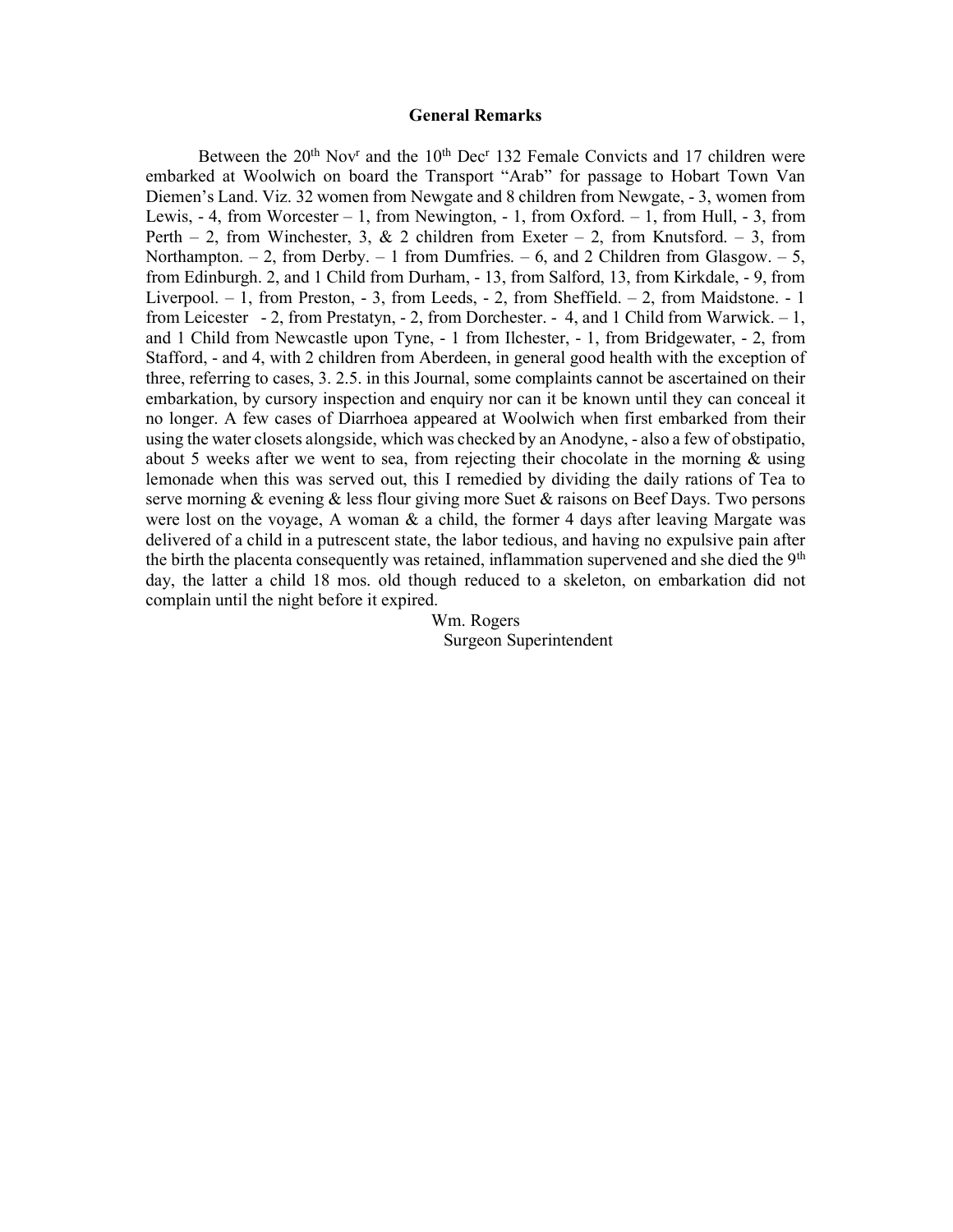**General Remarks**

Between the 20th Novr and the 10th Decr 132 Female Convicts and 17 children were embarked at Woolwich on board the Transport "Arab" for passage to Hobart Town Van Diemen's Land. Viz. 32 women from Newgate and 8 children from Newgate, - 3, women from Lewis, - 4, from Worcester – 1, from Newington, - 1, from Oxford. – 1, from Hull, - 3, from Perth – 2, from Winchester, 3, & 2 children from Exeter – 2, from Knutsford. – 3, from Northampton. – 2, from Derby. – 1 from Dumfries. – 6, and 2 Children from Glasgow. – 5, from Edinburgh. 2, and 1 Child from Durham, - 13, from Salford, 13, from Kirkdale, - 9, from Liverpool. – 1, from Preston, - 3, from Leeds, - 2, from Sheffield. – 2, from Maidstone. - 1 from Leicester - 2, from Prestatyn, - 2, from Dorchester. - 4, and 1 Child from Warwick. – 1, and 1 Child from Newcastle upon Tyne, - 1 from Ilchester, - 1, from Bridgewater, - 2, from Stafford, - and 4, with 2 children from Aberdeen, in general good health with the exception of three, referring to cases, 3. 2.5. in this Journal, some complaints cannot be ascertained on their embarkation, by cursory inspection and enquiry nor can it be known until they can conceal it no longer. A few cases of Diarrhoea appeared at Woolwich when first embarked from their using the water closets alongside, which was checked by an Anodyne, - also a few of obstipatio, about 5 weeks after we went to sea, from rejecting their chocolate in the morning & using lemonade when this was served out, this I remedied by dividing the daily rations of Tea to serve morning & evening & less flour giving more Suet & raisons on Beef Days. Two persons were lost on the voyage, A woman & a child, the former 4 days after leaving Margate was delivered of a child in a putrescent state, the labor tedious, and having no expulsive pain after the birth the placenta consequently was retained, inflammation supervened and she died the 9th day, the latter a child 18 mos. old though reduced to a skeleton, on embarkation did not complain until the night before it expired.

Wm. Rogers
Surgeon Superintendent